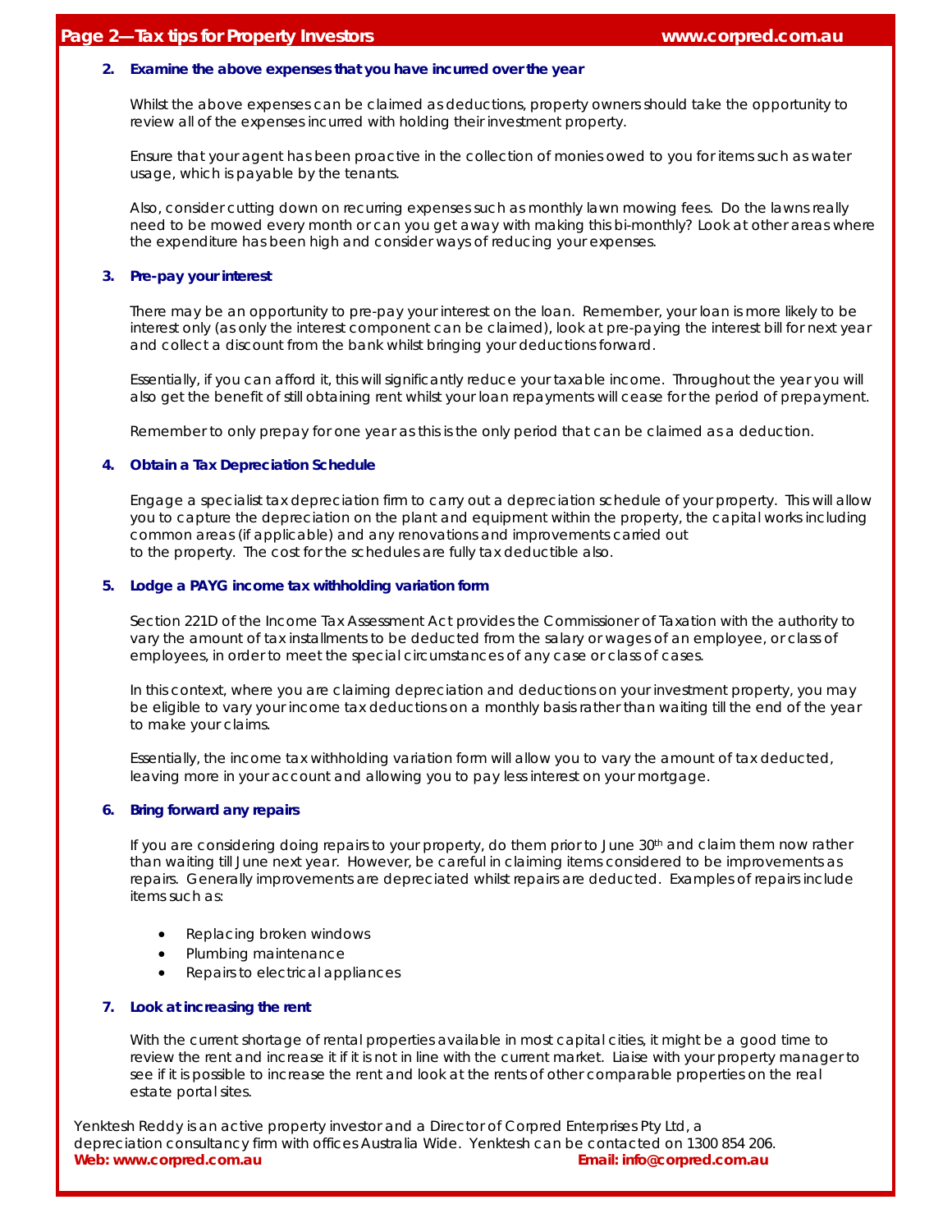### 2. Examine the above expenses that you have incurred over the year

Whilst the above expenses can be claimed as deductions, property owners should take the opportunity to review all of the expenses incurred with holding their investment property.

Ensure that your agent has been proactive in the collection of monies owed to you for items such as water usage, which is payable by the tenants.

Also, consider cutting down on recurring expenses such as monthly lawn mowing fees. Do the lawns really need to be mowed every month or can you get away with making this bi-monthly? Look at other areas where the expenditure has been high and consider ways of reducing your expenses.

### 3. Pre-pay your interest

There may be an opportunity to pre-pay your interest on the loan. Remember, your loan is more likely to be interest only (as only the interest component can be claimed), look at pre-paying the interest bill for next year and collect a discount from the bank whilst bringing your deductions forward.

Essentially, if you can afford it, this will significantly reduce your taxable income. Throughout the year you will also get the benefit of still obtaining rent whilst your loan repayments will cease for the period of prepayment.

Remember to only prepay for one year as this is the only period that can be claimed as a deduction.

### 4. Obtain a Tax Depreciation Schedule

Engage a specialist tax depreciation firm to carry out a depreciation schedule of your property. This will allow you to capture the depreciation on the plant and equipment within the property, the capital works including common areas (if applicable) and any renovations and improvements carried out to the property. The cost for the schedules are fully tax deductible also.

### 5. Lodge a PAYG income tax withholding variation form

Section 221D of the Income Tax Assessment Act provides the Commissioner of Taxation with the authority to vary the amount of tax installments to be deducted from the salary or wages of an employee, or class of employees, in order to meet the special circumstances of any case or class of cases.

In this context, where you are claiming depreciation and deductions on your investment property, you may be eligible to vary your income tax deductions on a monthly basis rather than waiting till the end of the year to make your claims.

Essentially, the income tax withholding variation form will allow you to vary the amount of tax deducted, leaving more in your account and allowing you to pay less interest on your mortgage.

### 6. Bring forward any repairs

If you are considering doing repairs to your property, do them prior to June 30th and claim them now rather than waiting till June next year. However, be careful in claiming items considered to be improvements as repairs. Generally improvements are depreciated whilst repairs are deducted. Examples of repairs include items such as:

- Replacing broken windows
- Plumbing maintenance
- Repairs to electrical appliances

### 7. Look at increasing the rent

With the current shortage of rental properties available in most capital cities, it might be a good time to review the rent and increase it if it is not in line with the current market. Liaise with your property manager to see if it is possible to increase the rent and look at the rents of other comparable properties on the real estate portal sites.

Yenktesh Reddy is an active property investor and a Director of Corpred Enterprises Pty Ltd, a depreciation consultancy firm with offices Australia Wide. Yenktesh can be contacted on 1300 854 206.

**Web: www.corpred.com.au** **Email: info@corpred.com.au**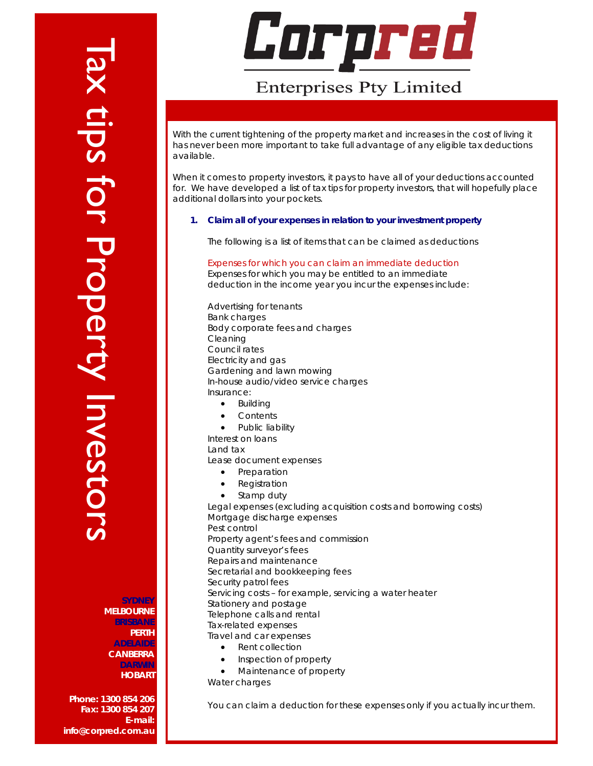# Tax tips for Property Investors

**Corpred**

Enterprises Pty Limited

With the current tightening of the property market and increases in the cost of living it has never been more important to take full advantage of any eligible tax deductions available.

When it comes to property investors, it pays to have all of your deductions accounted for. We have developed a list of tax tips for property investors, that will hopefully place additional dollars into your pockets.

1. **Claim all of your expenses in relation to your investment property**

The following is a list of items that can be claimed as deductions

Expenses for which you can claim an immediate deduction

Expenses for which you may be entitled to an immediate deduction in the income year you incur the expenses include:

Advertising for tenants
Bank charges
Body corporate fees and charges
Cleaning
Council rates
Electricity and gas
Gardening and lawn mowing
In-house audio/video service charges
Insurance:

- Building
- Contents
- Public liability

Interest on loans
Land tax
Lease document expenses

- Preparation
- Registration
- Stamp duty

Legal expenses (excluding acquisition costs and borrowing costs)
Mortgage discharge expenses
Pest control
Property agent's fees and commission
Quantity surveyor's fees
Repairs and maintenance
Secretarial and bookkeeping fees
Security patrol fees
Servicing costs – for example, servicing a water heater
Stationery and postage
Telephone calls and rental
Tax-related expenses
Travel and car expenses

- Rent collection
- Inspection of property
- Maintenance of property

Water charges

You can claim a deduction for these expenses only if you actually incur them.

**SYDNEY**
**MELBOURNE**
**BRISBANE**
**PERTH**
**ADELAIDE**
**CANBERRA**
**DARWIN**
**HOBART**

**Phone: 1300 854 206**
**Fax: 1300 854 207**
**E-mail: info@corpred.com.au**